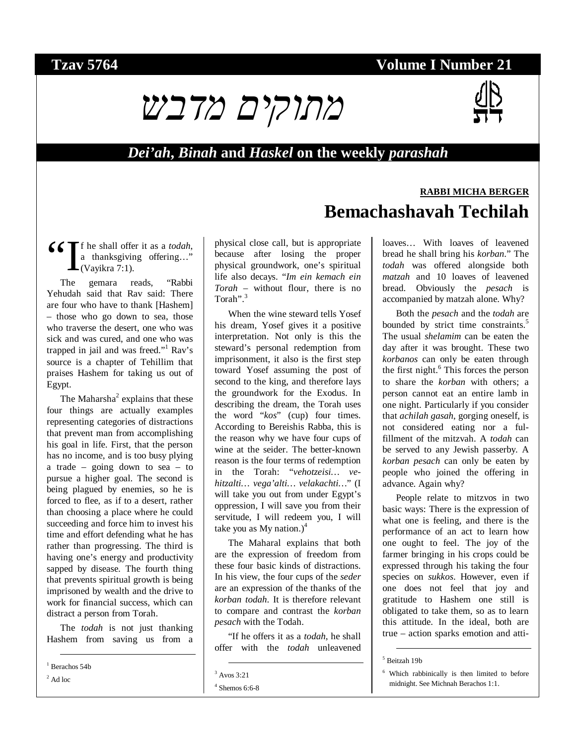**Tzav 5764** **Volume I Number 21**

# מתוקים מדבש

## *Dei'ah*, *Binah* and *Haskel* on the weekly *parashah*

**RABBI MICHA BERGER**

# Bemachashavah Techilah

"If he shall offer it as a *todah*, a thanksgiving offering…" (Vayikra 7:1).

The gemara reads, "Rabbi Yehudah said that Rav said: There are four who have to thank [Hashem] – those who go down to sea, those who traverse the desert, one who was sick and was cured, and one who was trapped in jail and was freed."[1] Rav's source is a chapter of Tehillim that praises Hashem for taking us out of Egypt.

The Maharsha[2] explains that these four things are actually examples representing categories of distractions that prevent man from accomplishing his goal in life. First, that the person has no income, and is too busy plying a trade – going down to sea – to pursue a higher goal. The second is being plagued by enemies, so he is forced to flee, as if to a desert, rather than choosing a place where he could succeeding and force him to invest his time and effort defending what he has rather than progressing. The third is having one's energy and productivity sapped by disease. The fourth thing that prevents spiritual growth is being imprisoned by wealth and the drive to work for financial success, which can distract a person from Torah.

The *todah* is not just thanking Hashem from saving us from a physical close call, but is appropriate because after losing the proper physical groundwork, one's spiritual life also decays. "*Im ein kemach ein Torah* – without flour, there is no Torah".[3]

When the wine steward tells Yosef his dream, Yosef gives it a positive interpretation. Not only is this the steward's personal redemption from imprisonment, it also is the first step toward Yosef assuming the post of second to the king, and therefore lays the groundwork for the Exodus. In describing the dream, the Torah uses the word "*kos*" (cup) four times. According to Bereishis Rabba, this is the reason why we have four cups of wine at the seider. The better-known reason is the four terms of redemption in the Torah: "*vehotzeisi… ve-hitzalti… vega'alti… velakachti…*" (I will take you out from under Egypt's oppression, I will save you from their servitude, I will redeem you, I will take you as My nation.)[4]

The Maharal explains that both are the expression of freedom from these four basic kinds of distractions. In his view, the four cups of the *seder* are an expression of the thanks of the *korban todah*. It is therefore relevant to compare and contrast the *korban pesach* with the Todah.

"If he offers it as a *todah*, he shall offer with the *todah* unleavened loaves… With loaves of leavened bread he shall bring his *korban*." The *todah* was offered alongside both *matzah* and 10 loaves of leavened bread. Obviously the *pesach* is accompanied by matzah alone. Why?

Both the *pesach* and the *todah* are bounded by strict time constraints.[5] The usual *shelamim* can be eaten the day after it was brought. These two *korbanos* can only be eaten through the first night.[6] This forces the person to share the *korban* with others; a person cannot eat an entire lamb in one night. Particularly if you consider that *achilah gasah*, gorging oneself, is not considered eating nor a ful-fillment of the mitzvah. A *todah* can be served to any Jewish passerby. A *korban pesach* can only be eaten by people who joined the offering in advance. Again why?

People relate to mitzvos in two basic ways: There is the expression of what one is feeling, and there is the performance of an act to learn how one ought to feel. The joy of the farmer bringing in his crops could be expressed through his taking the four species on *sukkos*. However, even if one does not feel that joy and gratitude to Hashem one still is obligated to take them, so as to learn this attitude. In the ideal, both are true – action sparks emotion and atti-

---

[1] Berachos 54b

[2] Ad loc

[3] Avos 3:21

[4] Shemos 6:6-8

[5] Beitzah 19b

[6] Which rabbinically is then limited to before midnight. See Michnah Berachos 1:1.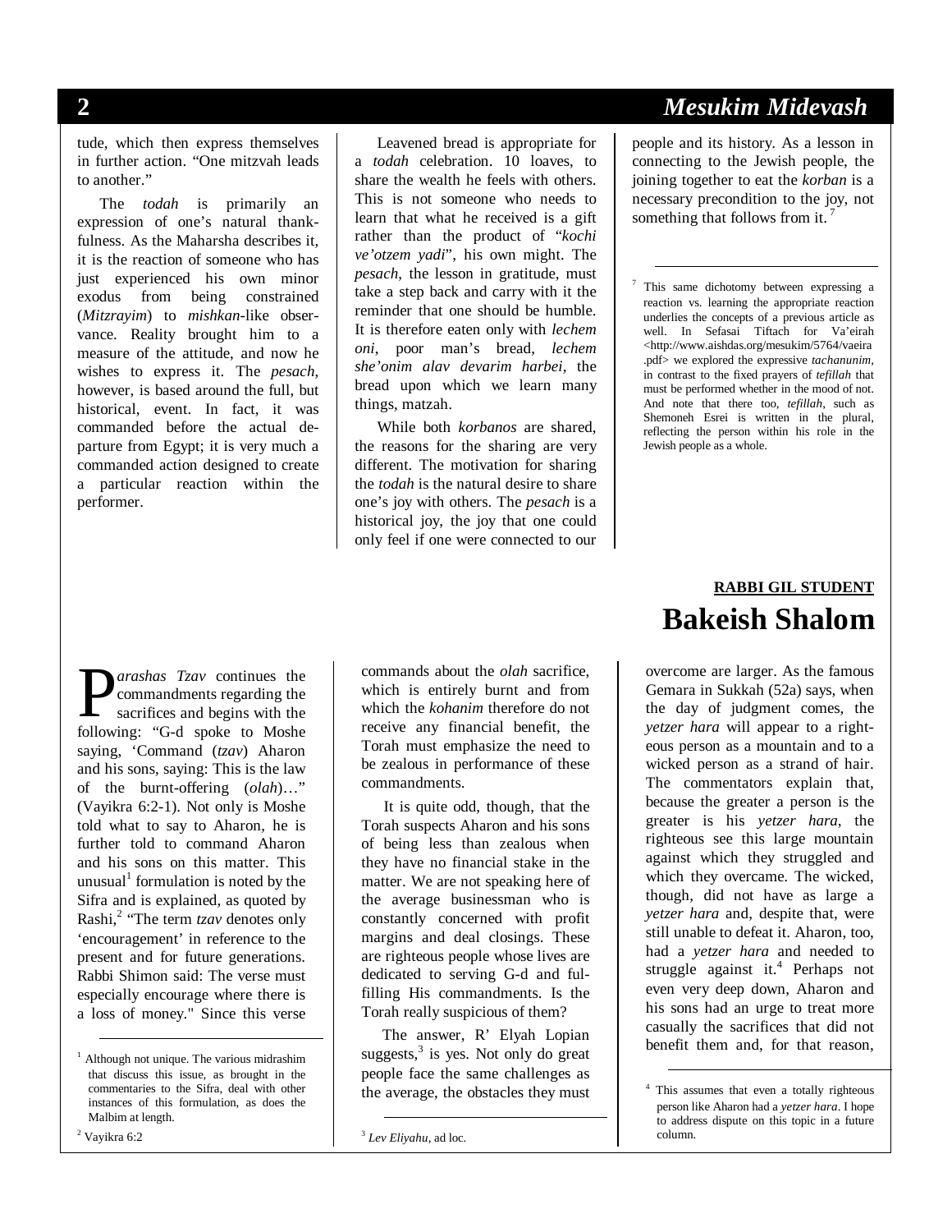tude, which then express themselves in further action. "One mitzvah leads to another."

The *todah* is primarily an expression of one's natural thankfulness. As the Maharsha describes it, it is the reaction of someone who has just experienced his own minor exodus from being constrained (*Mitzrayim*) to *mishkan*-like observance. Reality brought him to a measure of the attitude, and now he wishes to express it. The *pesach*, however, is based around the full, but historical, event. In fact, it was commanded before the actual departure from Egypt; it is very much a commanded action designed to create a particular reaction within the performer.

Leavened bread is appropriate for a *todah* celebration. 10 loaves, to share the wealth he feels with others. This is not someone who needs to learn that what he received is a gift rather than the product of "*kochi ve'otzem yadi*", his own might. The *pesach*, the lesson in gratitude, must take a step back and carry with it the reminder that one should be humble. It is therefore eaten only with *lechem oni*, poor man's bread, *lechem she'onim alav devarim harbei*, the bread upon which we learn many things, matzah.

While both *korbanos* are shared, the reasons for the sharing are very different. The motivation for sharing the *todah* is the natural desire to share one's joy with others. The *pesach* is a historical joy, the joy that one could only feel if one were connected to our people and its history. As a lesson in connecting to the Jewish people, the joining together to eat the *korban* is a necessary precondition to the joy, not something that follows from it.[7]

[7] This same dichotomy between expressing a reaction vs. learning the appropriate reaction underlies the concepts of a previous article as well. In Sefasai Tiftach for Va'eirah <http://www.aishdas.org/mesukim/5764/vaeira.pdf> we explored the expressive *tachanunim*, in contrast to the fixed prayers of *tefillah* that must be performed whether in the mood of not. And note that there too, *tefillah*, such as Shemoneh Esrei is written in the plural, reflecting the person within his role in the Jewish people as a whole.

**RABBI GIL STUDENT**

## Bakeish Shalom

*Parashas Tzav* continues the commandments regarding the sacrifices and begins with the following: "G-d spoke to Moshe saying, 'Command (*tzav*) Aharon and his sons, saying: This is the law of the burnt-offering (*olah*)…" (Vayikra 6:2-1). Not only is Moshe told what to say to Aharon, he is further told to command Aharon and his sons on this matter. This unusual[1] formulation is noted by the Sifra and is explained, as quoted by Rashi,[2] "The term *tzav* denotes only 'encouragement' in reference to the present and for future generations. Rabbi Shimon said: The verse must especially encourage where there is a loss of money." Since this verse commands about the *olah* sacrifice, which is entirely burnt and from which the *kohanim* therefore do not receive any financial benefit, the Torah must emphasize the need to be zealous in performance of these commandments.

It is quite odd, though, that the Torah suspects Aharon and his sons of being less than zealous when they have no financial stake in the matter. We are not speaking here of the average businessman who is constantly concerned with profit margins and deal closings. These are righteous people whose lives are dedicated to serving G-d and fulfilling His commandments. Is the Torah really suspicious of them?

The answer, R' Elyah Lopian suggests,[3] is yes. Not only do great people face the same challenges as the average, the obstacles they must overcome are larger. As the famous Gemara in Sukkah (52a) says, when the day of judgment comes, the *yetzer hara* will appear to a righteous person as a mountain and to a wicked person as a strand of hair. The commentators explain that, because the greater a person is the greater is his *yetzer hara*, the righteous see this large mountain against which they struggled and which they overcame. The wicked, though, did not have as large a *yetzer hara* and, despite that, were still unable to defeat it. Aharon, too, had a *yetzer hara* and needed to struggle against it.[4] Perhaps not even very deep down, Aharon and his sons had an urge to treat more casually the sacrifices that did not benefit them and, for that reason,

[1] Although not unique. The various midrashim that discuss this issue, as brought in the commentaries to the Sifra, deal with other instances of this formulation, as does the Malbim at length.

[2] Vayikra 6:2

[3] *Lev Eliyahu*, ad loc.

[4] This assumes that even a totally righteous person like Aharon had a *yetzer hara*. I hope to address dispute on this topic in a future column.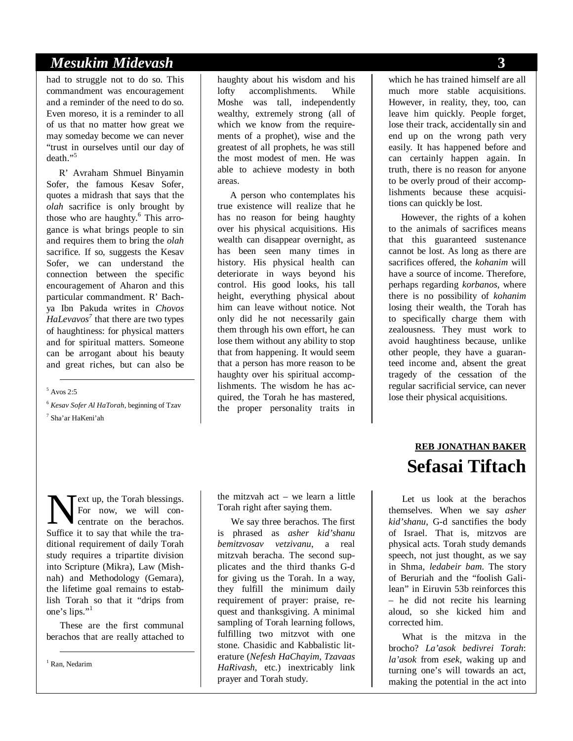had to struggle not to do so. This commandment was encouragement and a reminder of the need to do so. Even moreso, it is a reminder to all of us that no matter how great we may someday become we can never "trust in ourselves until our day of death."[5]

R' Avraham Shmuel Binyamin Sofer, the famous Kesav Sofer, quotes a midrash that says that the *olah* sacrifice is only brought by those who are haughty.[6] This arrogance is what brings people to sin and requires them to bring the *olah* sacrifice. If so, suggests the Kesav Sofer, we can understand the connection between the specific encouragement of Aharon and this particular commandment. R' Bachya Ibn Pakuda writes in *Chovos HaLevavos*[7] that there are two types of haughtiness: for physical matters and for spiritual matters. Someone can be arrogant about his beauty and great riches, but can also be haughty about his wisdom and his lofty accomplishments. While Moshe was tall, independently wealthy, extremely strong (all of which we know from the requirements of a prophet), wise and the greatest of all prophets, he was still the most modest of men. He was able to achieve modesty in both areas.

A person who contemplates his true existence will realize that he has no reason for being haughty over his physical acquisitions. His wealth can disappear overnight, as has been seen many times in history. His physical health can deteriorate in ways beyond his control. His good looks, his tall height, everything physical about him can leave without notice. Not only did he not necessarily gain them through his own effort, he can lose them without any ability to stop that from happening. It would seem that a person has more reason to be haughty over his spiritual accomplishments. The wisdom he has acquired, the Torah he has mastered, the proper personality traits in which he has trained himself are all much more stable acquisitions. However, in reality, they, too, can leave him quickly. People forget, lose their track, accidentally sin and end up on the wrong path very easily. It has happened before and can certainly happen again. In truth, there is no reason for anyone to be overly proud of their accomplishments because these acquisitions can quickly be lost.

However, the rights of a kohen to the animals of sacrifices means that this guaranteed sustenance cannot be lost. As long as there are sacrifices offered, the *kohanim* will have a source of income. Therefore, perhaps regarding *korbanos*, where there is no possibility of *kohanim* losing their wealth, the Torah has to specifically charge them with zealousness. They must work to avoid haughtiness because, unlike other people, they have a guaranteed income and, absent the great tragedy of the cessation of the regular sacrificial service, can never lose their physical acquisitions.

[5] Avos 2:5

[6] *Kesav Sofer Al HaTorah*, beginning of Tzav

[7] Sha'ar HaKeni'ah

**REB JONATHAN BAKER**

# Sefasai Tiftach

Next up, the Torah blessings. For now, we will concentrate on the berachos. Suffice it to say that while the traditional requirement of daily Torah study requires a tripartite division into Scripture (Mikra), Law (Mishnah) and Methodology (Gemara), the lifetime goal remains to establish Torah so that it "drips from one's lips."[1]

These are the first communal berachos that are really attached to the mitzvah act – we learn a little Torah right after saying them.

We say three berachos. The first is phrased as *asher kid'shanu bemitzvosav vetzivanu*, a real mitzvah beracha. The second supplicates and the third thanks G-d for giving us the Torah. In a way, they fulfill the minimum daily requirement of prayer: praise, request and thanksgiving. A minimal sampling of Torah learning follows, fulfilling two mitzvot with one stone. Chasidic and Kabbalistic literature (*Nefesh HaChayim*, *Tzavaas HaRivash*, etc.) inextricably link prayer and Torah study.

Let us look at the berachos themselves. When we say *asher kid'shanu*, G-d sanctifies the body of Israel. That is, mitzvos are physical acts. Torah study demands speech, not just thought, as we say in Shma, *ledabeir bam*. The story of Beruriah and the "foolish Galilean" in Eiruvin 53b reinforces this – he did not recite his learning aloud, so she kicked him and corrected him.

What is the mitzva in the brocho? *La'asok bedivrei Torah*: *la'asok* from *esek*, waking up and turning one's will towards an act, making the potential in the act into

[1] Ran, Nedarim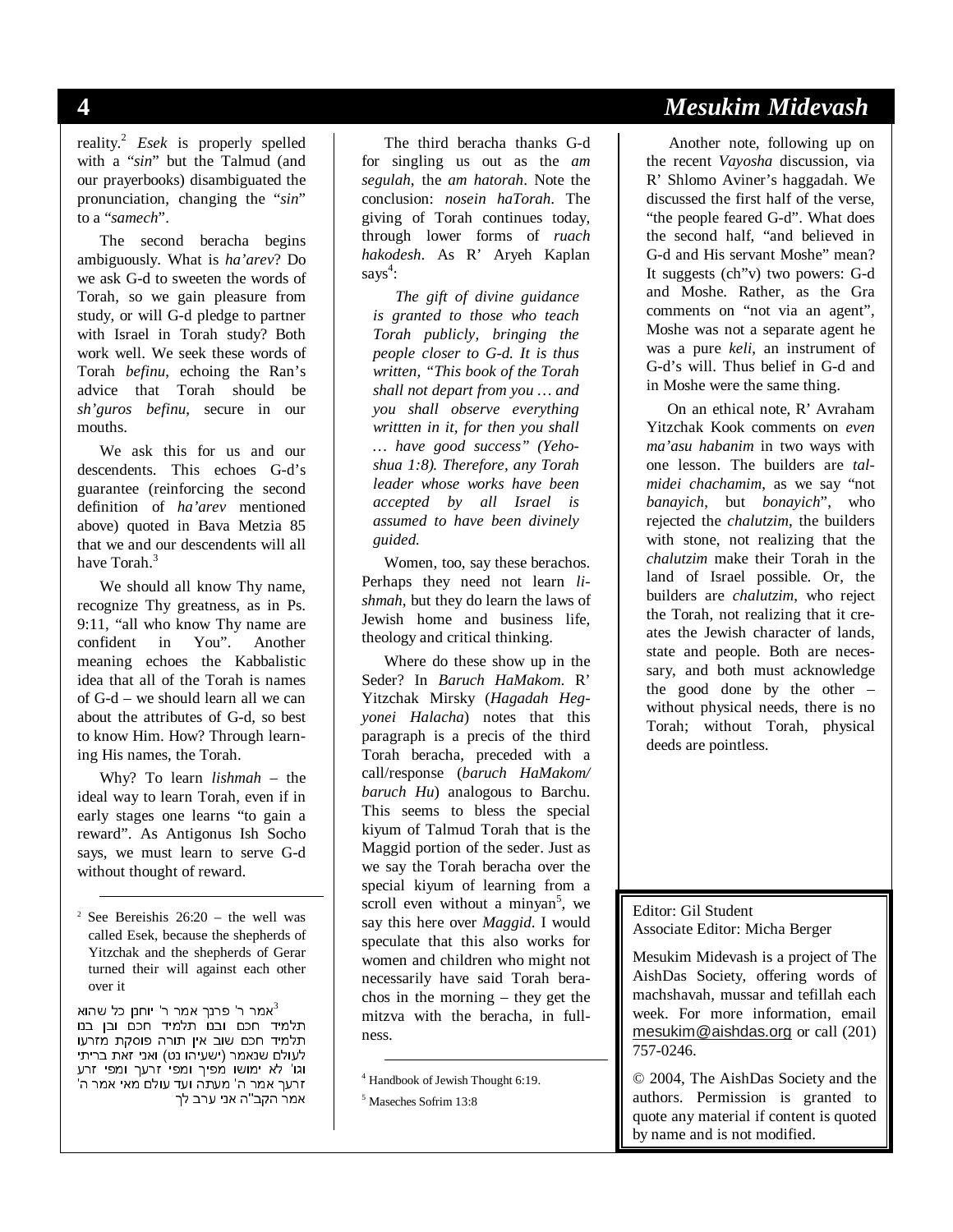reality.[2] *Esek* is properly spelled with a "*sin*" but the Talmud (and our prayerbooks) disambiguated the pronunciation, changing the "*sin*" to a "*samech*".

The second beracha begins ambiguously. What is *ha'arev*? Do we ask G-d to sweeten the words of Torah, so we gain pleasure from study, or will G-d pledge to partner with Israel in Torah study? Both work well. We seek these words of Torah *befinu*, echoing the Ran's advice that Torah should be *sh'guros befinu*, secure in our mouths.

We ask this for us and our descendents. This echoes G-d's guarantee (reinforcing the second definition of *ha'arev* mentioned above) quoted in Bava Metzia 85 that we and our descendents will all have Torah.[3]

We should all know Thy name, recognize Thy greatness, as in Ps. 9:11, "all who know Thy name are confident in You". Another meaning echoes the Kabbalistic idea that all of the Torah is names of G-d – we should learn all we can about the attributes of G-d, so best to know Him. How? Through learning His names, the Torah.

Why? To learn *lishmah* – the ideal way to learn Torah, even if in early stages one learns "to gain a reward". As Antigonus Ish Socho says, we must learn to serve G-d without thought of reward.

The third beracha thanks G-d for singling us out as the *am segulah*, the *am hatorah*. Note the conclusion: *nosein haTorah*. The giving of Torah continues today, through lower forms of *ruach hakodesh*. As R' Aryeh Kaplan says[4]:

> *The gift of divine guidance is granted to those who teach Torah publicly, bringing the people closer to G-d. It is thus written, "This book of the Torah shall not depart from you … and you shall observe everything writtten in it, for then you shall … have good success" (Yehoshua 1:8). Therefore, any Torah leader whose works have been accepted by all Israel is assumed to have been divinely guided.*

Women, too, say these berachos. Perhaps they need not learn *lishmah*, but they do learn the laws of Jewish home and business life, theology and critical thinking.

Where do these show up in the Seder? In *Baruch HaMakom*. R' Yitzchak Mirsky (*Hagadah Hegyonei Halacha*) notes that this paragraph is a precis of the third Torah beracha, preceded with a call/response (*baruch HaMakom/ baruch Hu*) analogous to Barchu. This seems to bless the special kiyum of Talmud Torah that is the Maggid portion of the seder. Just as we say the Torah beracha over the special kiyum of learning from a scroll even without a minyan[5], we say this here over *Maggid*. I would speculate that this also works for women and children who might not necessarily have said Torah berachos in the morning – they get the mitzva with the beracha, in fullness.

Another note, following up on the recent *Vayosha* discussion, via R' Shlomo Aviner's haggadah. We discussed the first half of the verse, "the people feared G-d". What does the second half, "and believed in G-d and His servant Moshe" mean? It suggests (ch"v) two powers: G-d and Moshe. Rather, as the Gra comments on "not via an agent", Moshe was not a separate agent he was a pure *keli*, an instrument of G-d's will. Thus belief in G-d and in Moshe were the same thing.

On an ethical note, R' Avraham Yitzchak Kook comments on *even ma'asu habanim* in two ways with one lesson. The builders are *talmidei chachamim*, as we say "not *banayich*, but *bonayich*", who rejected the *chalutzim*, the builders with stone, not realizing that the *chalutzim* make their Torah in the land of Israel possible. Or, the builders are *chalutzim*, who reject the Torah, not realizing that it creates the Jewish character of lands, state and people. Both are necessary, and both must acknowledge the good done by the other – without physical needs, there is no Torah; without Torah, physical deeds are pointless.

---

[2] See Bereishis 26:20 – the well was called Esek, because the shepherds of Yitzchak and the shepherds of Gerar turned their will against each other over it

[3] אמר ר' פרנך אמר ר' יוחנן כל שהוא תלמיד חכם ובנו תלמיד חכם ובן בנו תלמיד חכם שוב אין תורה פוסקת מזרעו לעולם שנאמר (ישעיהו נט) ואני זאת בריתי וגו' לא ימושו מפיך ומפי זרעך ומפי זרע זרעך אמר ה' מעתה ועד עולם מאי אמר ה' אמר הקב"ה אני ערב לך

[4] Handbook of Jewish Thought 6:19.

[5] Maseches Sofrim 13:8

---

Editor: Gil Student
Associate Editor: Micha Berger

Mesukim Midevash is a project of The AishDas Society, offering words of machshavah, mussar and tefillah each week. For more information, email mesukim@aishdas.org or call (201) 757-0246.

© 2004, The AishDas Society and the authors. Permission is granted to quote any material if content is quoted by name and is not modified.